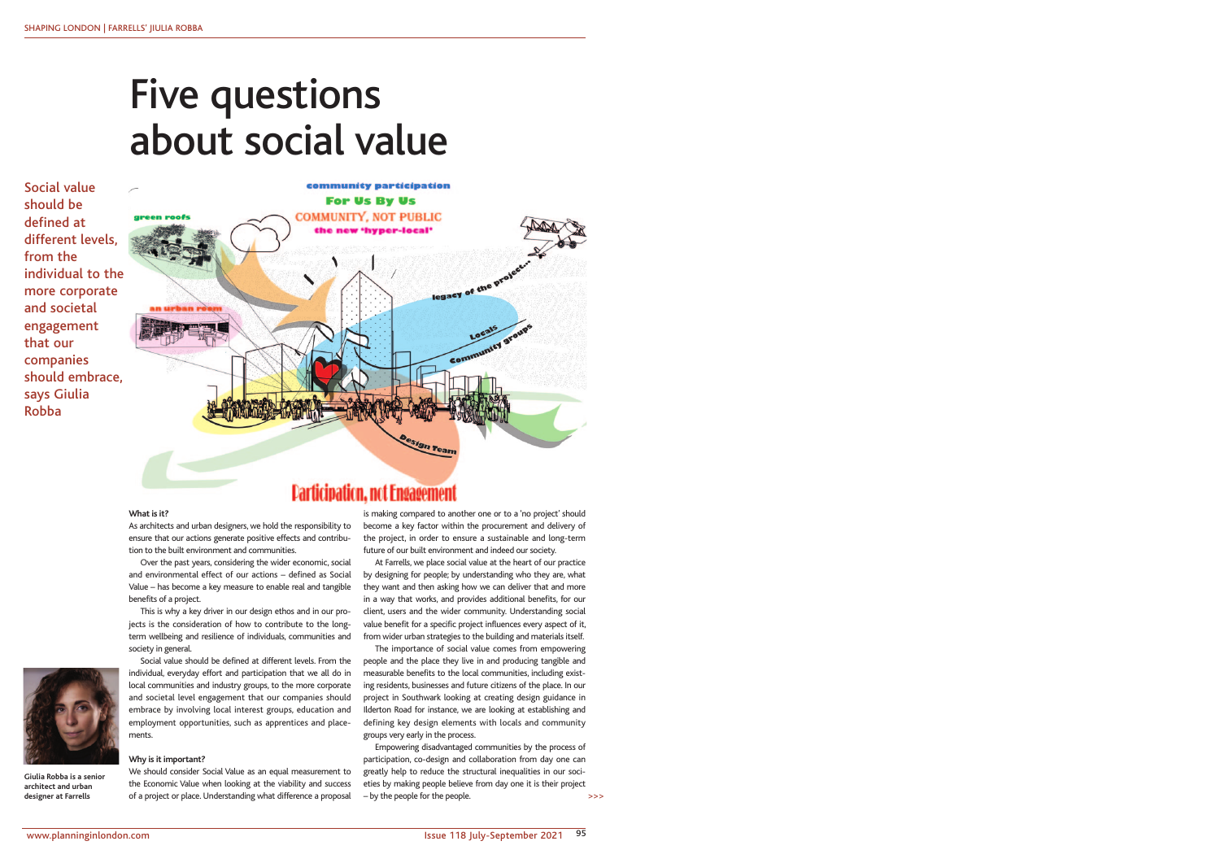# Five questions about social value

Social value should be defined at different levels, from the individual to the more corporate and societal engagement that our companies should embrace, says Giulia Robba

Giulia Robba is a senior architect and urban designer at Farrells

### What is it?

As architects and urban designers, we hold the responsibility to ensure that our actions generate positive effects and contribution to the built environment and communities.

Over the past years, considering the wider economic, social and environmental effect of our actions – defined as Social Value – has become a key measure to enable real and tangible benefits of a project.

This is why a key driver in our design ethos and in our projects is the consideration of how to contribute to the long-term wellbeing and resilience of individuals, communities and society in general.

Social value should be defined at different levels. From the individual, everyday effort and participation that we all do in local communities and industry groups, to the more corporate and societal level engagement that our companies should embrace by involving local interest groups, education and employment opportunities, such as apprentices and placements.

### Why is it important?

We should consider Social Value as an equal measurement to the Economic Value when looking at the viability and success of a project or place. Understanding what difference a proposal is making compared to another one or to a 'no project' should become a key factor within the procurement and delivery of the project, in order to ensure a sustainable and long-term future of our built environment and indeed our society.

At Farrells, we place social value at the heart of our practice by designing for people; by understanding who they are, what they want and then asking how we can deliver that and more in a way that works, and provides additional benefits, for our client, users and the wider community. Understanding social value benefit for a specific project influences every aspect of it, from wider urban strategies to the building and materials itself.

The importance of social value comes from empowering people and the place they live in and producing tangible and measurable benefits to the local communities, including existing residents, businesses and future citizens of the place. In our project in Southwark looking at creating design guidance in Ilderton Road for instance, we are looking at establishing and defining key design elements with locals and community groups very early in the process.

Empowering disadvantaged communities by the process of participation, co-design and collaboration from day one can greatly help to reduce the structural inequalities in our societies by making people believe from day one it is their project – by the people for the people.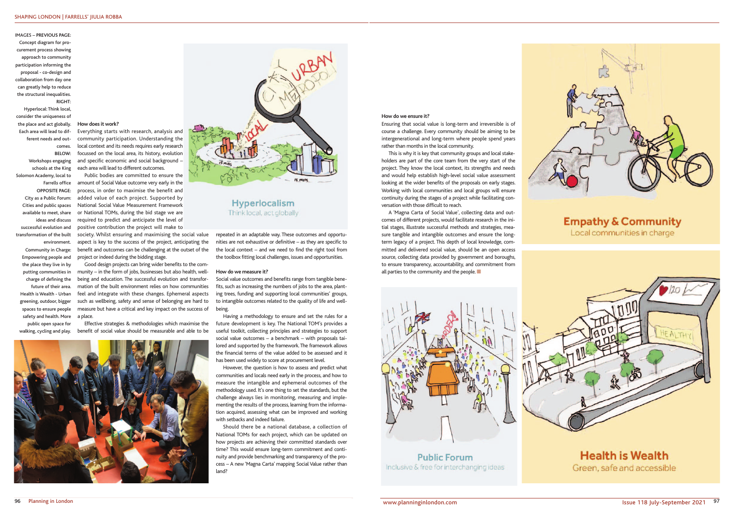IMAGES – PREVIOUS PAGE: Concept diagram for procurement process showing approach to community participation informing the proposal - co-design and collaboration from day one can greatly help to reduce the structural inequalities. RIGHT: Hyperlocal: Think local, consider the uniqueness of the place and act globally. Each area will lead to different needs and outcomes. BELOW: Workshops engaging schools at the King Solomon Academy, local to Farrells office OPPOSITE PAGE: City as a Public Forum: Cities and public spaces available to meet, share ideas and discuss successful evolution and transformation of the built environment. Community in Charge: Empowering people and the place they live in by putting communities in charge of defining the future of their area. Health is Wealth - Urban greening, outdoor, bigger spaces to ensure people safety and health. More public open space for walking, cycling and play.

### How does it work?

Everything starts with research, analysis and community participation. Understanding the local context and its needs requires early research focussed on the local area, its history, evolution and specific economic and social background – each area will lead to different outcomes.

Public bodies are committed to ensure the amount of Social Value outcome very early in the process, in order to maximise the benefit and added value of each project. Supported by National Social Value Measurement Framework or National TOMs, during the bid stage we are required to predict and anticipate the level of positive contribution the project will make to society. Whilst ensuring and maximising the social value aspect is key to the success of the project, anticipating the benefit and outcomes can be challenging at the outset of the project or indeed during the bidding stage.

Good design projects can bring wider benefits to the community – in the form of jobs, businesses but also health, wellbeing and education. The successful evolution and transformation of the built environment relies on how communities feel and integrate with these changes. Ephemeral aspects such as wellbeing, safety and sense of belonging are hard to measure but have a critical and key impact on the success of a place.

Effective strategies & methodologies which maximise the benefit of social value should be measurable and able to be repeated in an adaptable way. These outcomes and opportunities are not exhaustive or definitive – as they are specific to the local context – and we need to find the right tool from the toolbox fitting local challenges, issues and opportunities.

Hyperlocalism
Think local, act globally

### How do we measure it?

Social value outcomes and benefits range from tangible benefits, such as increasing the numbers of jobs to the area, planting trees, funding and supporting local communities' groups, to intangible outcomes related to the quality of life and wellbeing.

Having a methodology to ensure and set the rules for a future development is key. The National TOM's provides a useful toolkit, collecting principles and strategies to support social value outcomes – a benchmark – with proposals tailored and supported by the framework. The framework allows the financial terms of the value added to be assessed and it has been used widely to score at procurement level.

However, the question is how to assess and predict what communities and locals need early in the process, and how to measure the intangible and ephemeral outcomes of the methodology used. It's one thing to set the standards, but the challenge always lies in monitoring, measuring and implementing the results of the process, learning from the information acquired, assessing what can be improved and working with setbacks and indeed failure.

Should there be a national database, a collection of National TOMs for each project, which can be updated on how projects are achieving their committed standards over time? This would ensure long-term commitment and continuity and provide benchmarking and transparency of the process – A new 'Magna Carta' mapping Social Value rather than land?

### How do we ensure it?

Ensuring that social value is long-term and irreversible is of course a challenge. Every community should be aiming to be intergenerational and long-term where people spend years rather than months in the local community.

This is why it is key that community groups and local stakeholders are part of the core team from the very start of the project. They know the local context, its strengths and needs and would help establish high-level social value assessment looking at the wider benefits of the proposals on early stages. Working with local communities and local groups will ensure continuity during the stages of a project while facilitating conversation with those difficult to reach.

A 'Magna Carta of Social Value', collecting data and outcomes of different projects, would facilitate research in the initial stages, illustrate successful methods and strategies, measure tangible and intangible outcomes and ensure the long-term legacy of a project. This depth of local knowledge, committed and delivered social value, should be an open access source, collecting data provided by government and boroughs, to ensure transparency, accountability, and commitment from all parties to the community and the people. ■

Empathy & Community
Local communities in charge

Public Forum
Inclusive & free for interchanging ideas

Health is Wealth
Green, safe and accessible